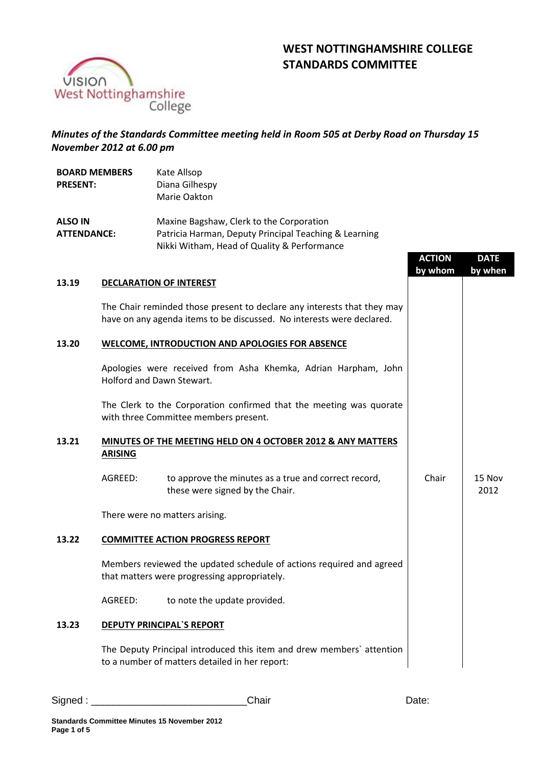# WEST NOTTINGHAMSHIRE COLLEGE STANDARDS COMMITTEE

*Minutes of the Standards Committee meeting held in Room 505 at Derby Road on Thursday 15 November 2012 at 6.00 pm*

| | |
|---|---|
| **BOARD MEMBERS PRESENT:** | Kate Allsop<br>Diana Gilhespy<br>Marie Oakton |
| **ALSO IN ATTENDANCE:** | Maxine Bagshaw, Clerk to the Corporation<br>Patricia Harman, Deputy Principal Teaching & Learning<br>Nikki Witham, Head of Quality & Performance |

| | | ACTION by whom | DATE by when |
|---|---|---|---|
| **13.19** | **DECLARATION OF INTEREST** | | |
| | The Chair reminded those present to declare any interests that they may have on any agenda items to be discussed. No interests were declared. | | |
| **13.20** | **WELCOME, INTRODUCTION AND APOLOGIES FOR ABSENCE** | | |
| | Apologies were received from Asha Khemka, Adrian Harpham, John Holford and Dawn Stewart. | | |
| | The Clerk to the Corporation confirmed that the meeting was quorate with three Committee members present. | | |
| **13.21** | **MINUTES OF THE MEETING HELD ON 4 OCTOBER 2012 & ANY MATTERS ARISING** | | |
| | AGREED: to approve the minutes as a true and correct record, these were signed by the Chair. | Chair | 15 Nov 2012 |
| | There were no matters arising. | | |
| **13.22** | **COMMITTEE ACTION PROGRESS REPORT** | | |
| | Members reviewed the updated schedule of actions required and agreed that matters were progressing appropriately. | | |
| | AGREED: to note the update provided. | | |
| **13.23** | **DEPUTY PRINCIPAL`S REPORT** | | |
| | The Deputy Principal introduced this item and drew members` attention to a number of matters detailed in her report: | | |

Signed : ___________________________Chair Date: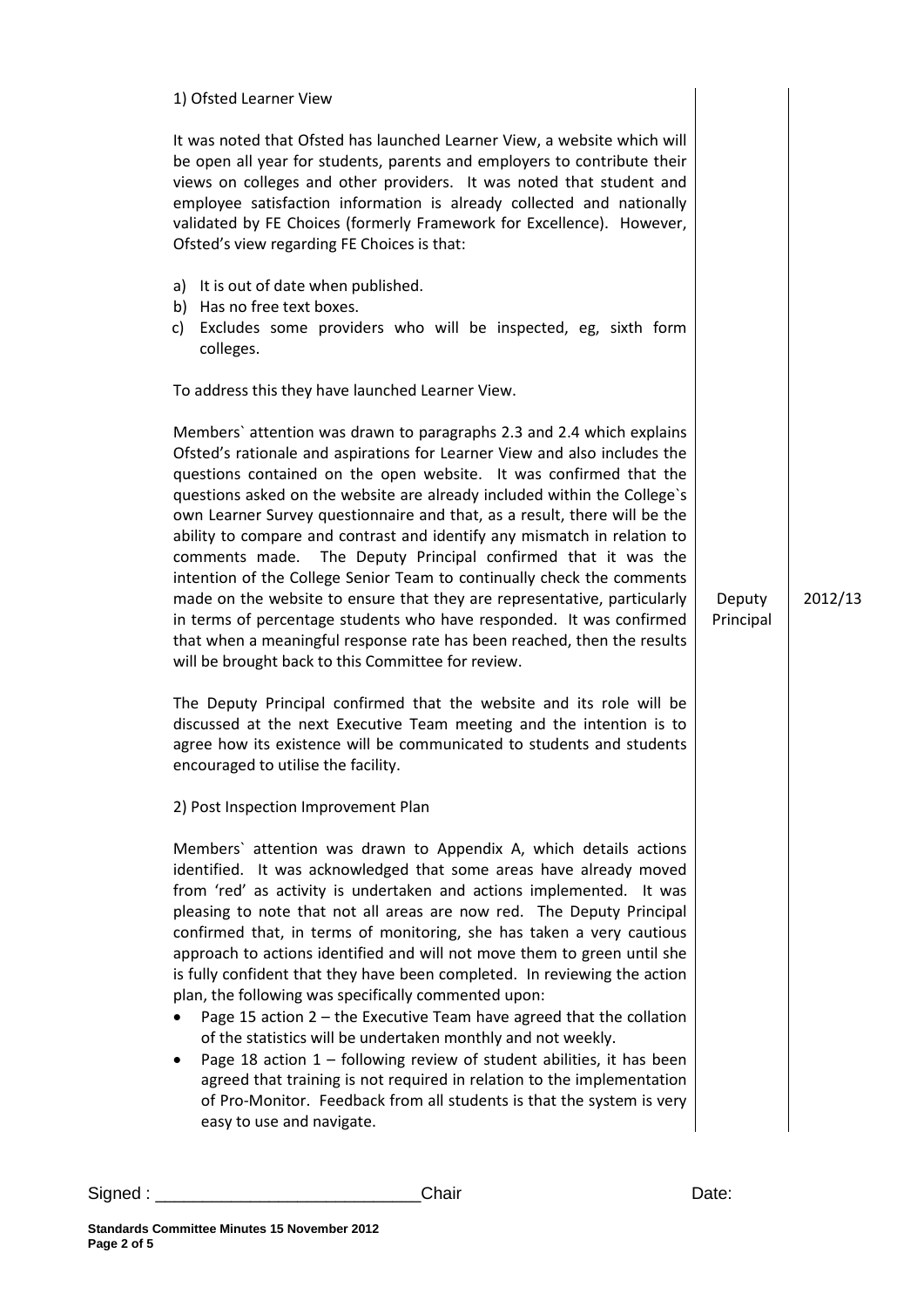1) Ofsted Learner View

It was noted that Ofsted has launched Learner View, a website which will be open all year for students, parents and employers to contribute their views on colleges and other providers. It was noted that student and employee satisfaction information is already collected and nationally validated by FE Choices (formerly Framework for Excellence). However, Ofsted's view regarding FE Choices is that:

a) It is out of date when published.
b) Has no free text boxes.
c) Excludes some providers who will be inspected, eg, sixth form colleges.

To address this they have launched Learner View.

Members` attention was drawn to paragraphs 2.3 and 2.4 which explains Ofsted's rationale and aspirations for Learner View and also includes the questions contained on the open website. It was confirmed that the questions asked on the website are already included within the College`s own Learner Survey questionnaire and that, as a result, there will be the ability to compare and contrast and identify any mismatch in relation to comments made. The Deputy Principal confirmed that it was the intention of the College Senior Team to continually check the comments made on the website to ensure that they are representative, particularly in terms of percentage students who have responded. It was confirmed that when a meaningful response rate has been reached, then the results will be brought back to this Committee for review.

| Action | Date |
|---|---|
| Deputy Principal | 2012/13 |

The Deputy Principal confirmed that the website and its role will be discussed at the next Executive Team meeting and the intention is to agree how its existence will be communicated to students and students encouraged to utilise the facility.

2) Post Inspection Improvement Plan

Members` attention was drawn to Appendix A, which details actions identified. It was acknowledged that some areas have already moved from 'red' as activity is undertaken and actions implemented. It was pleasing to note that not all areas are now red. The Deputy Principal confirmed that, in terms of monitoring, she has taken a very cautious approach to actions identified and will not move them to green until she is fully confident that they have been completed. In reviewing the action plan, the following was specifically commented upon:

- Page 15 action 2 – the Executive Team have agreed that the collation of the statistics will be undertaken monthly and not weekly.
- Page 18 action 1 – following review of student abilities, it has been agreed that training is not required in relation to the implementation of Pro-Monitor. Feedback from all students is that the system is very easy to use and navigate.

Signed : ___________________________Chair Date: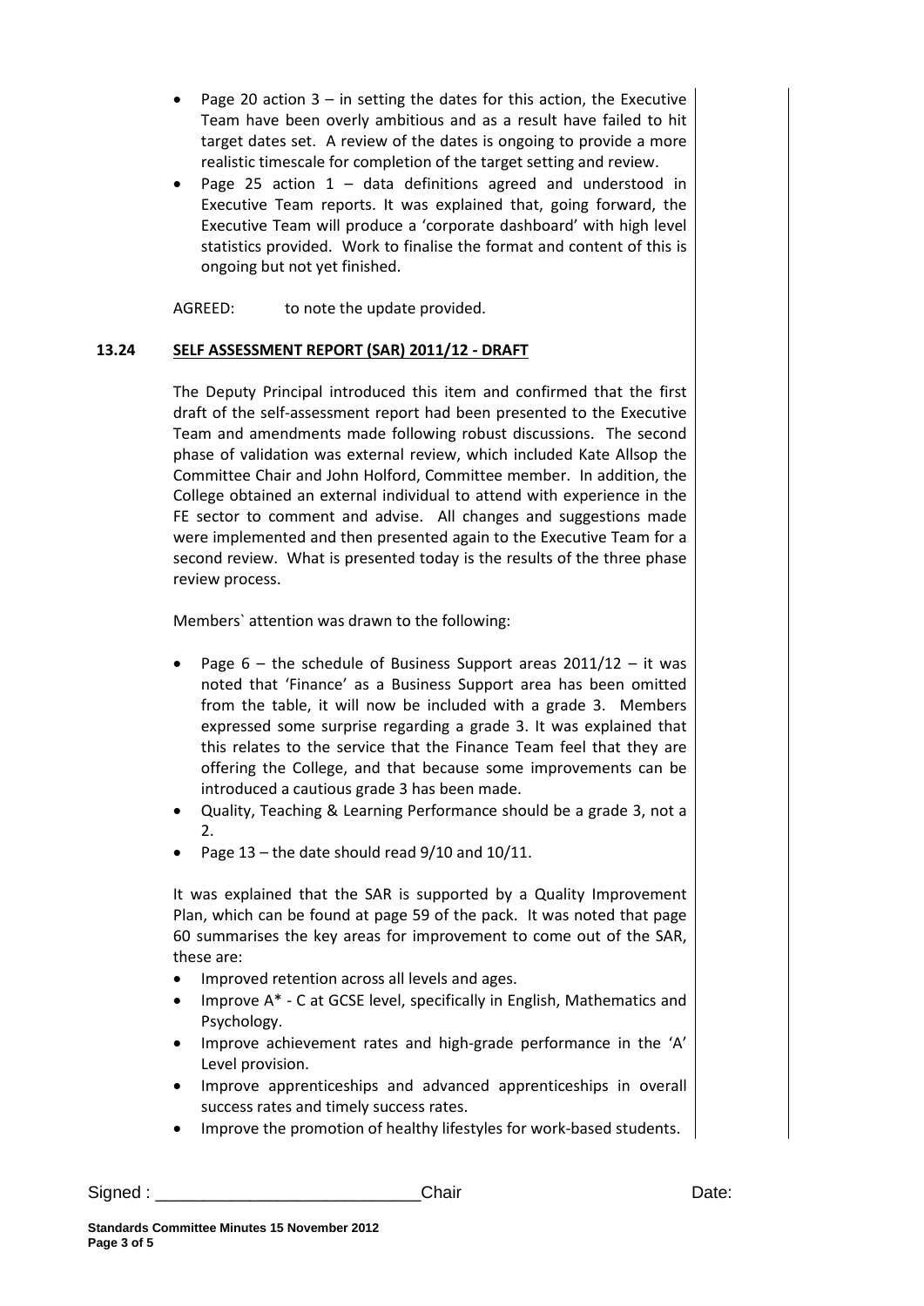- Page 20 action 3 – in setting the dates for this action, the Executive Team have been overly ambitious and as a result have failed to hit target dates set. A review of the dates is ongoing to provide a more realistic timescale for completion of the target setting and review.
- Page 25 action 1 – data definitions agreed and understood in Executive Team reports. It was explained that, going forward, the Executive Team will produce a 'corporate dashboard' with high level statistics provided. Work to finalise the format and content of this is ongoing but not yet finished.

AGREED: to note the update provided.

## 13.24 SELF ASSESSMENT REPORT (SAR) 2011/12 - DRAFT

The Deputy Principal introduced this item and confirmed that the first draft of the self-assessment report had been presented to the Executive Team and amendments made following robust discussions. The second phase of validation was external review, which included Kate Allsop the Committee Chair and John Holford, Committee member. In addition, the College obtained an external individual to attend with experience in the FE sector to comment and advise. All changes and suggestions made were implemented and then presented again to the Executive Team for a second review. What is presented today is the results of the three phase review process.

Members` attention was drawn to the following:

- Page 6 – the schedule of Business Support areas 2011/12 – it was noted that 'Finance' as a Business Support area has been omitted from the table, it will now be included with a grade 3. Members expressed some surprise regarding a grade 3. It was explained that this relates to the service that the Finance Team feel that they are offering the College, and that because some improvements can be introduced a cautious grade 3 has been made.
- Quality, Teaching & Learning Performance should be a grade 3, not a 2.
- Page 13 – the date should read 9/10 and 10/11.

It was explained that the SAR is supported by a Quality Improvement Plan, which can be found at page 59 of the pack. It was noted that page 60 summarises the key areas for improvement to come out of the SAR, these are:

- Improved retention across all levels and ages.
- Improve A* - C at GCSE level, specifically in English, Mathematics and Psychology.
- Improve achievement rates and high-grade performance in the 'A' Level provision.
- Improve apprenticeships and advanced apprenticeships in overall success rates and timely success rates.
- Improve the promotion of healthy lifestyles for work-based students.

Signed : ___________________________Chair Date: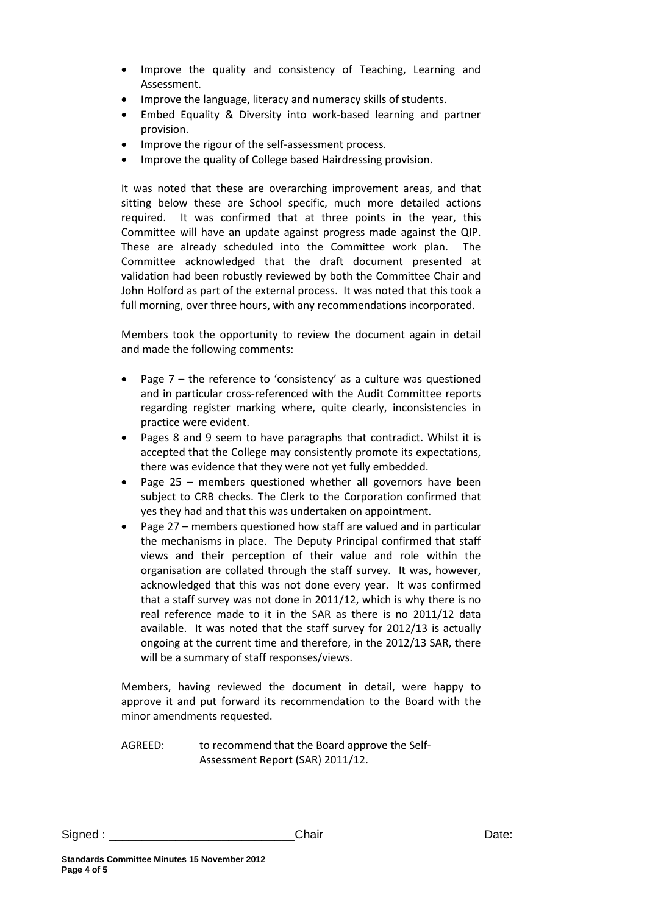- Improve the quality and consistency of Teaching, Learning and Assessment.
- Improve the language, literacy and numeracy skills of students.
- Embed Equality & Diversity into work-based learning and partner provision.
- Improve the rigour of the self-assessment process.
- Improve the quality of College based Hairdressing provision.

It was noted that these are overarching improvement areas, and that sitting below these are School specific, much more detailed actions required. It was confirmed that at three points in the year, this Committee will have an update against progress made against the QIP. These are already scheduled into the Committee work plan. The Committee acknowledged that the draft document presented at validation had been robustly reviewed by both the Committee Chair and John Holford as part of the external process. It was noted that this took a full morning, over three hours, with any recommendations incorporated.

Members took the opportunity to review the document again in detail and made the following comments:

- Page 7 – the reference to 'consistency' as a culture was questioned and in particular cross-referenced with the Audit Committee reports regarding register marking where, quite clearly, inconsistencies in practice were evident.
- Pages 8 and 9 seem to have paragraphs that contradict. Whilst it is accepted that the College may consistently promote its expectations, there was evidence that they were not yet fully embedded.
- Page 25 – members questioned whether all governors have been subject to CRB checks. The Clerk to the Corporation confirmed that yes they had and that this was undertaken on appointment.
- Page 27 – members questioned how staff are valued and in particular the mechanisms in place. The Deputy Principal confirmed that staff views and their perception of their value and role within the organisation are collated through the staff survey. It was, however, acknowledged that this was not done every year. It was confirmed that a staff survey was not done in 2011/12, which is why there is no real reference made to it in the SAR as there is no 2011/12 data available. It was noted that the staff survey for 2012/13 is actually ongoing at the current time and therefore, in the 2012/13 SAR, there will be a summary of staff responses/views.

Members, having reviewed the document in detail, were happy to approve it and put forward its recommendation to the Board with the minor amendments requested.

AGREED: to recommend that the Board approve the Self-Assessment Report (SAR) 2011/12.

Signed : ___________________________Chair Date:

**Standards Committee Minutes 15 November 2012**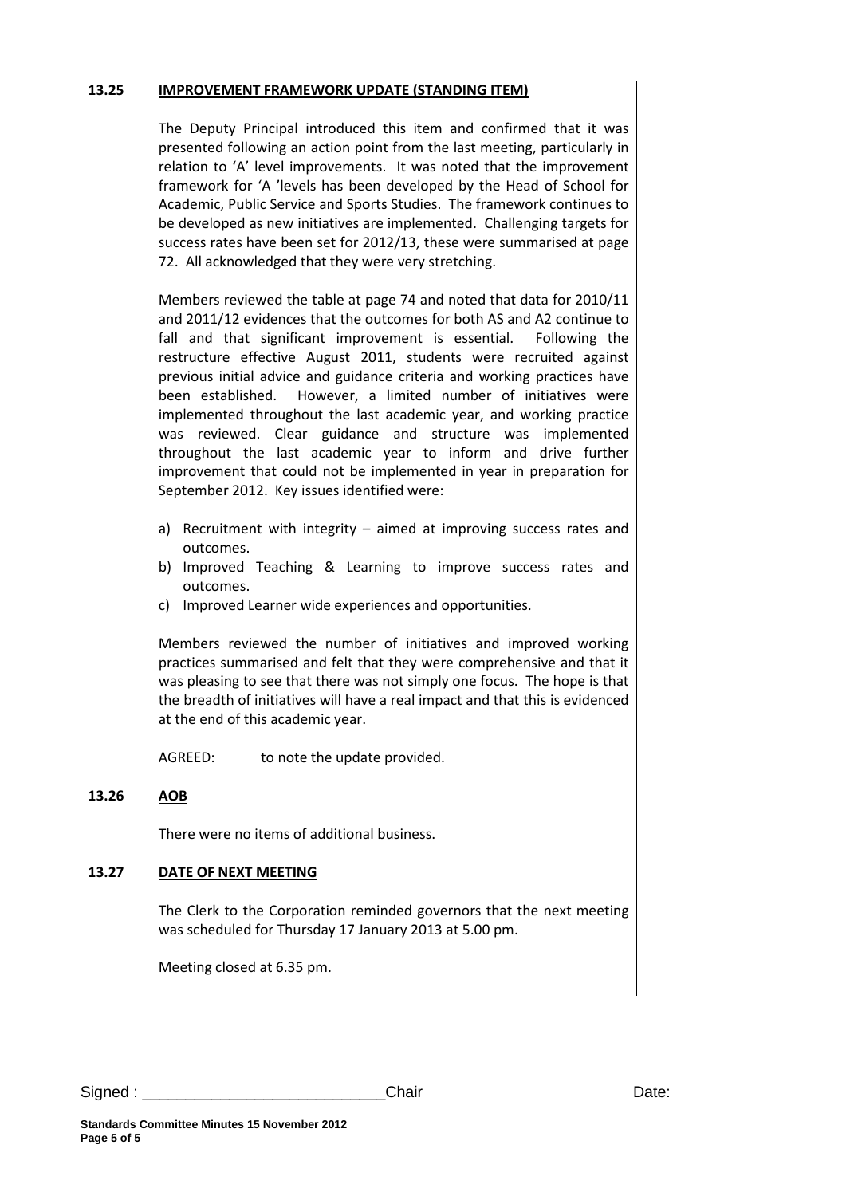**13.25 IMPROVEMENT FRAMEWORK UPDATE (STANDING ITEM)**

The Deputy Principal introduced this item and confirmed that it was presented following an action point from the last meeting, particularly in relation to 'A' level improvements. It was noted that the improvement framework for 'A 'levels has been developed by the Head of School for Academic, Public Service and Sports Studies. The framework continues to be developed as new initiatives are implemented. Challenging targets for success rates have been set for 2012/13, these were summarised at page 72. All acknowledged that they were very stretching.

Members reviewed the table at page 74 and noted that data for 2010/11 and 2011/12 evidences that the outcomes for both AS and A2 continue to fall and that significant improvement is essential. Following the restructure effective August 2011, students were recruited against previous initial advice and guidance criteria and working practices have been established. However, a limited number of initiatives were implemented throughout the last academic year, and working practice was reviewed. Clear guidance and structure was implemented throughout the last academic year to inform and drive further improvement that could not be implemented in year in preparation for September 2012. Key issues identified were:

a) Recruitment with integrity – aimed at improving success rates and outcomes.
b) Improved Teaching & Learning to improve success rates and outcomes.
c) Improved Learner wide experiences and opportunities.

Members reviewed the number of initiatives and improved working practices summarised and felt that they were comprehensive and that it was pleasing to see that there was not simply one focus. The hope is that the breadth of initiatives will have a real impact and that this is evidenced at the end of this academic year.

AGREED: to note the update provided.

**13.26 AOB**

There were no items of additional business.

**13.27 DATE OF NEXT MEETING**

The Clerk to the Corporation reminded governors that the next meeting was scheduled for Thursday 17 January 2013 at 5.00 pm.

Meeting closed at 6.35 pm.

Signed : ___________________________Chair Date: